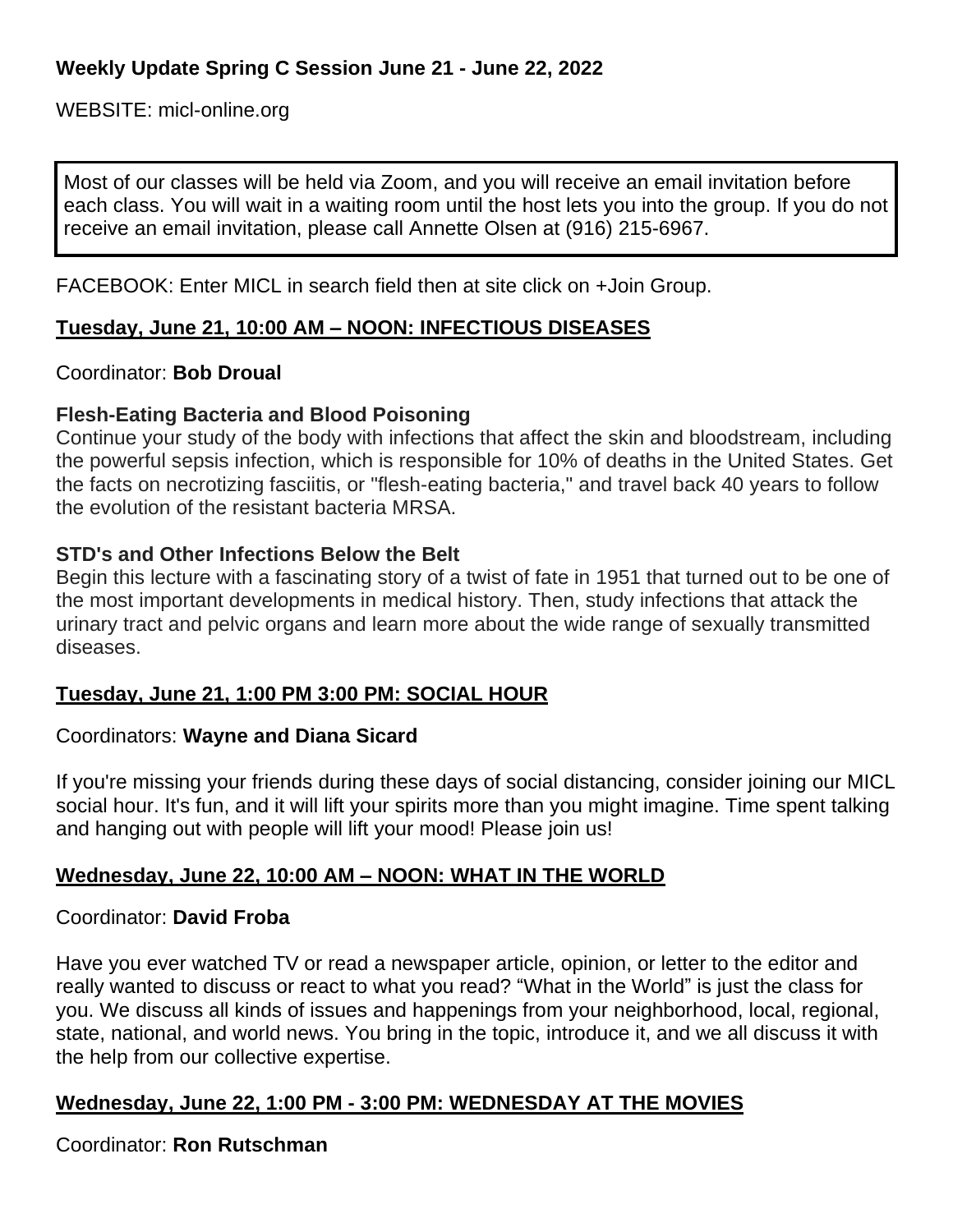**Weekly Update Spring C Session June 21 - June 22, 2022**

WEBSITE: micl-online.org

> Most of our classes will be held via Zoom, and you will receive an email invitation before each class. You will wait in a waiting room until the host lets you into the group. If you do not receive an email invitation, please call Annette Olsen at (916) 215-6967.

FACEBOOK: Enter MICL in search field then at site click on +Join Group.

## Tuesday, June 21, 10:00 AM – NOON: INFECTIOUS DISEASES

Coordinator: **Bob Droual**

**Flesh-Eating Bacteria and Blood Poisoning**
Continue your study of the body with infections that affect the skin and bloodstream, including the powerful sepsis infection, which is responsible for 10% of deaths in the United States. Get the facts on necrotizing fasciitis, or "flesh-eating bacteria," and travel back 40 years to follow the evolution of the resistant bacteria MRSA.

**STD's and Other Infections Below the Belt**
Begin this lecture with a fascinating story of a twist of fate in 1951 that turned out to be one of the most important developments in medical history. Then, study infections that attack the urinary tract and pelvic organs and learn more about the wide range of sexually transmitted diseases.

## Tuesday, June 21, 1:00 PM 3:00 PM: SOCIAL HOUR

Coordinators: **Wayne and Diana Sicard**

If you're missing your friends during these days of social distancing, consider joining our MICL social hour. It's fun, and it will lift your spirits more than you might imagine. Time spent talking and hanging out with people will lift your mood! Please join us!

## Wednesday, June 22, 10:00 AM – NOON: WHAT IN THE WORLD

Coordinator: **David Froba**

Have you ever watched TV or read a newspaper article, opinion, or letter to the editor and really wanted to discuss or react to what you read? "What in the World" is just the class for you. We discuss all kinds of issues and happenings from your neighborhood, local, regional, state, national, and world news. You bring in the topic, introduce it, and we all discuss it with the help from our collective expertise.

## Wednesday, June 22, 1:00 PM - 3:00 PM: WEDNESDAY AT THE MOVIES

Coordinator: **Ron Rutschman**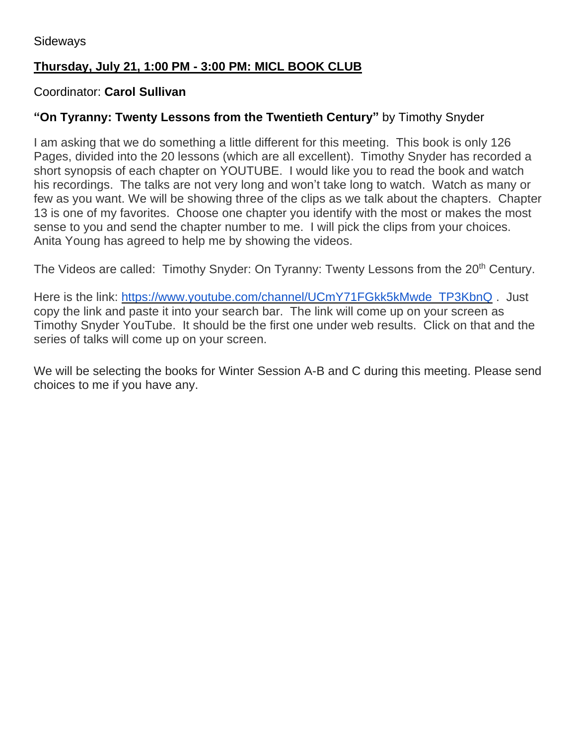Sideways

**Thursday, July 21, 1:00 PM - 3:00 PM: MICL BOOK CLUB**

Coordinator: **Carol Sullivan**

**"On Tyranny: Twenty Lessons from the Twentieth Century"** by Timothy Snyder

I am asking that we do something a little different for this meeting. This book is only 126 Pages, divided into the 20 lessons (which are all excellent). Timothy Snyder has recorded a short synopsis of each chapter on YOUTUBE. I would like you to read the book and watch his recordings. The talks are not very long and won't take long to watch. Watch as many or few as you want. We will be showing three of the clips as we talk about the chapters. Chapter 13 is one of my favorites. Choose one chapter you identify with the most or makes the most sense to you and send the chapter number to me. I will pick the clips from your choices. Anita Young has agreed to help me by showing the videos.

The Videos are called: Timothy Snyder: On Tyranny: Twenty Lessons from the 20th Century.

Here is the link: https://www.youtube.com/channel/UCmY71FGkk5kMwde_TP3KbnQ . Just copy the link and paste it into your search bar. The link will come up on your screen as Timothy Snyder YouTube. It should be the first one under web results. Click on that and the series of talks will come up on your screen.

We will be selecting the books for Winter Session A-B and C during this meeting. Please send choices to me if you have any.